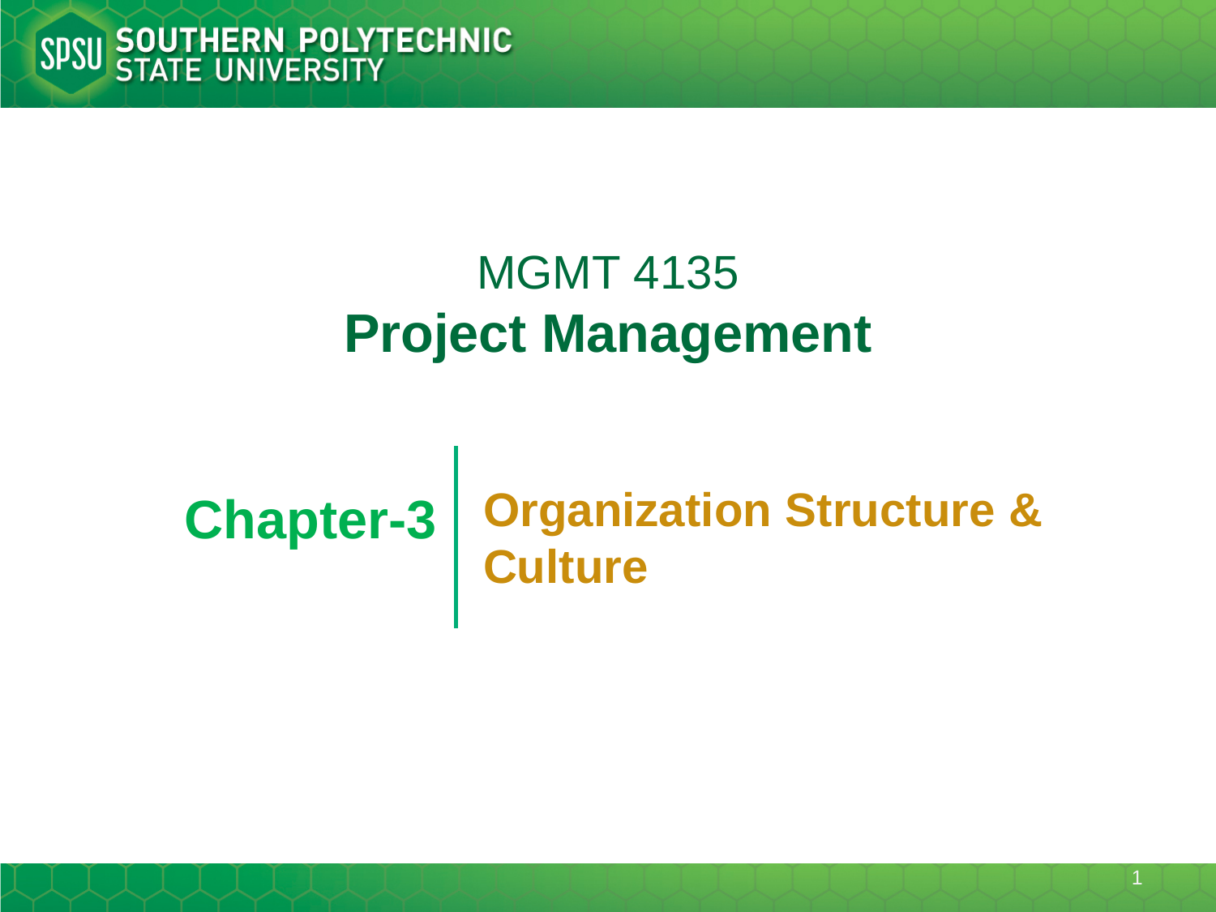# MGMT 4135

# Project Management

## Chapter-3 | Organization Structure & Culture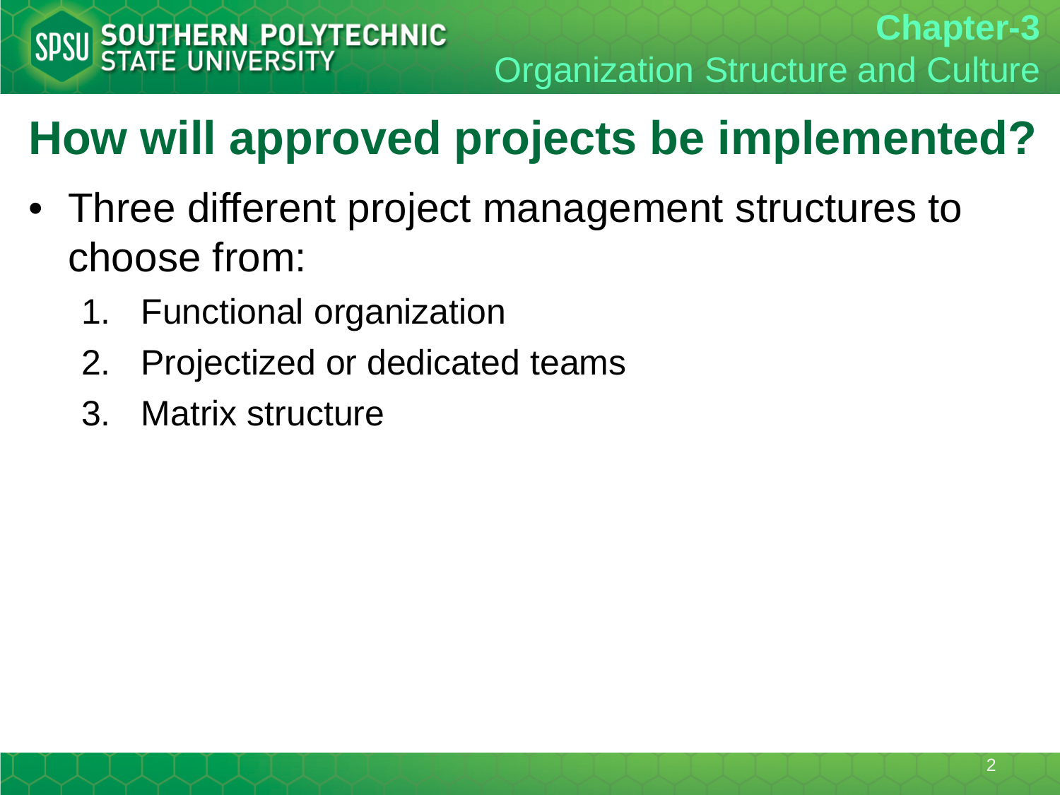# How will approved projects be implemented?

- Three different project management structures to choose from:
  1. Functional organization
  2. Projectized or dedicated teams
  3. Matrix structure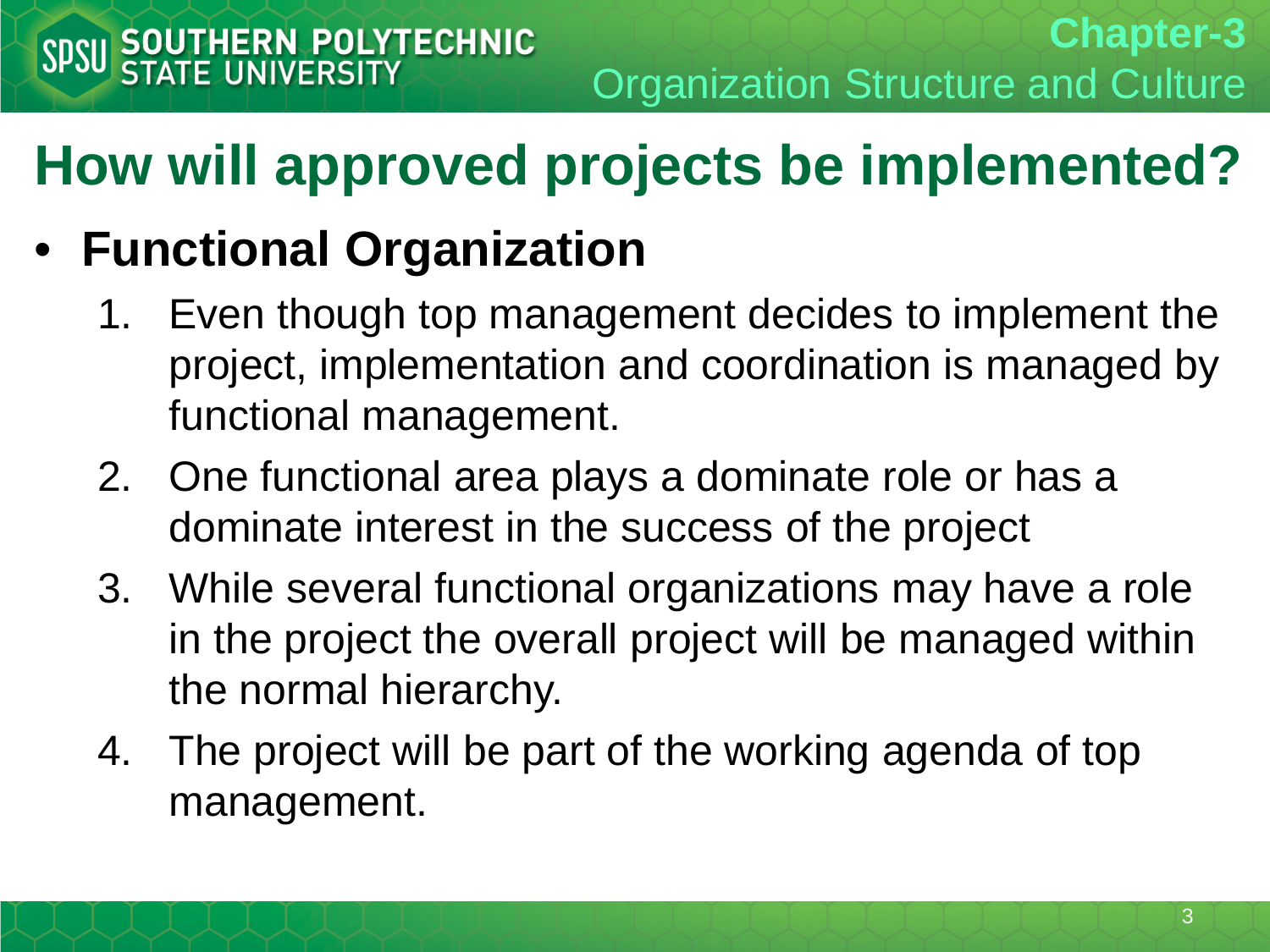# How will approved projects be implemented?

- **Functional Organization**
  1. Even though top management decides to implement the project, implementation and coordination is managed by functional management.
  2. One functional area plays a dominate role or has a dominate interest in the success of the project
  3. While several functional organizations may have a role in the project the overall project will be managed within the normal hierarchy.
  4. The project will be part of the working agenda of top management.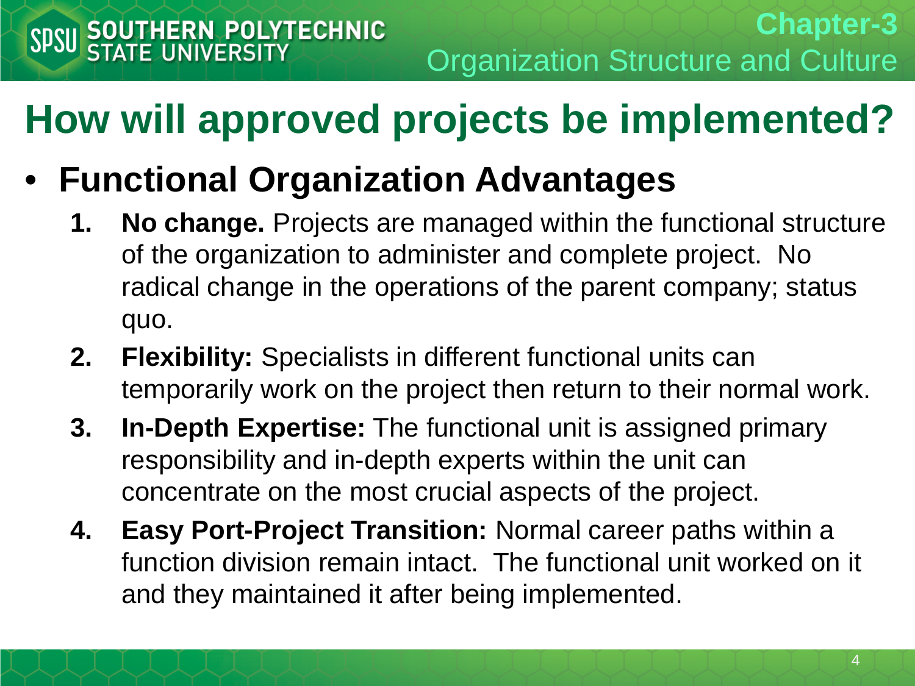# How will approved projects be implemented?

- **Functional Organization Advantages**
  1. **No change.** Projects are managed within the functional structure of the organization to administer and complete project. No radical change in the operations of the parent company; status quo.
  2. **Flexibility:** Specialists in different functional units can temporarily work on the project then return to their normal work.
  3. **In-Depth Expertise:** The functional unit is assigned primary responsibility and in-depth experts within the unit can concentrate on the most crucial aspects of the project.
  4. **Easy Port-Project Transition:** Normal career paths within a function division remain intact. The functional unit worked on it and they maintained it after being implemented.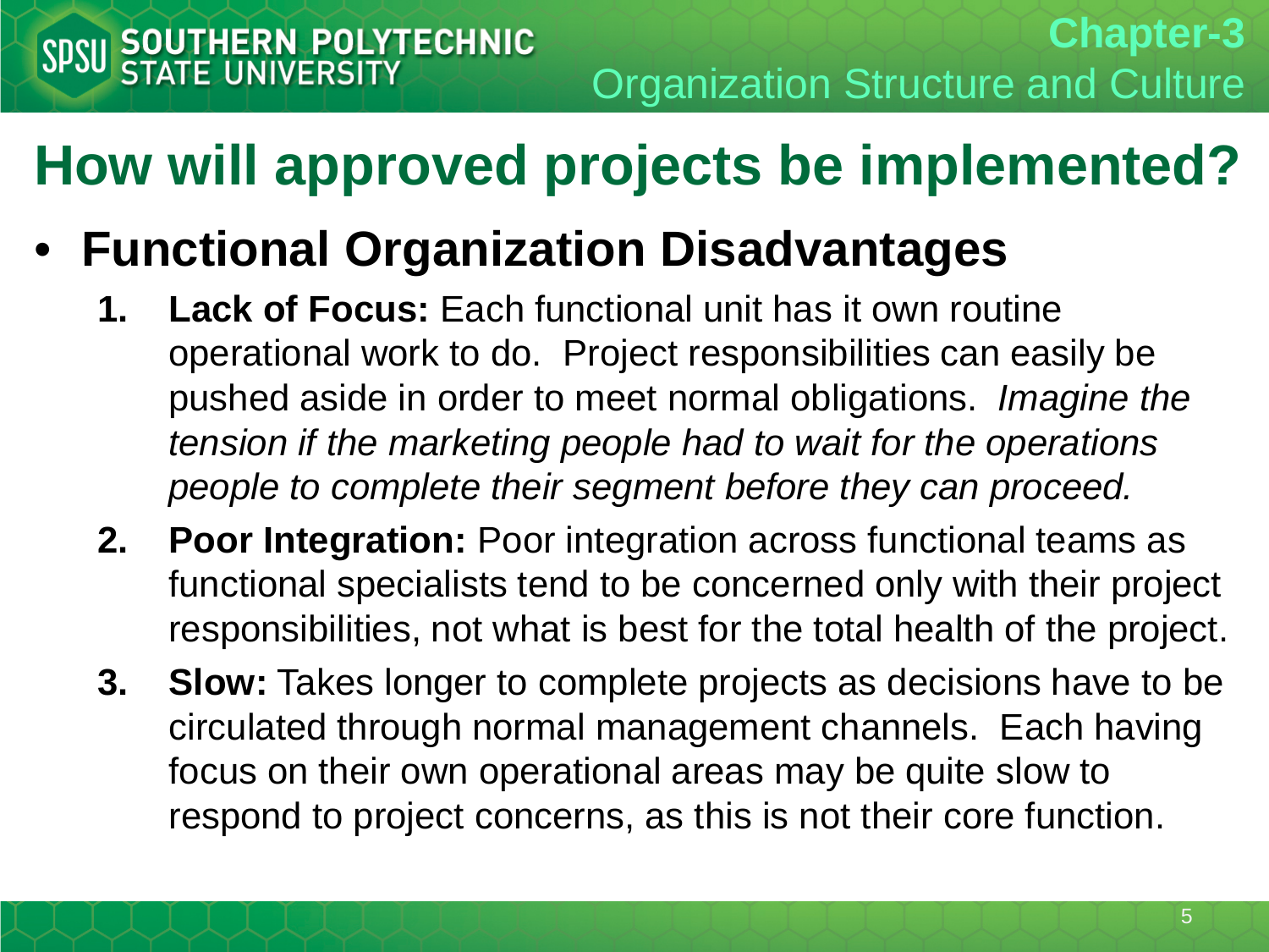# How will approved projects be implemented?

- **Functional Organization Disadvantages**
  1. **Lack of Focus:** Each functional unit has it own routine operational work to do. Project responsibilities can easily be pushed aside in order to meet normal obligations. *Imagine the tension if the marketing people had to wait for the operations people to complete their segment before they can proceed.*
  2. **Poor Integration:** Poor integration across functional teams as functional specialists tend to be concerned only with their project responsibilities, not what is best for the total health of the project.
  3. **Slow:** Takes longer to complete projects as decisions have to be circulated through normal management channels. Each having focus on their own operational areas may be quite slow to respond to project concerns, as this is not their core function.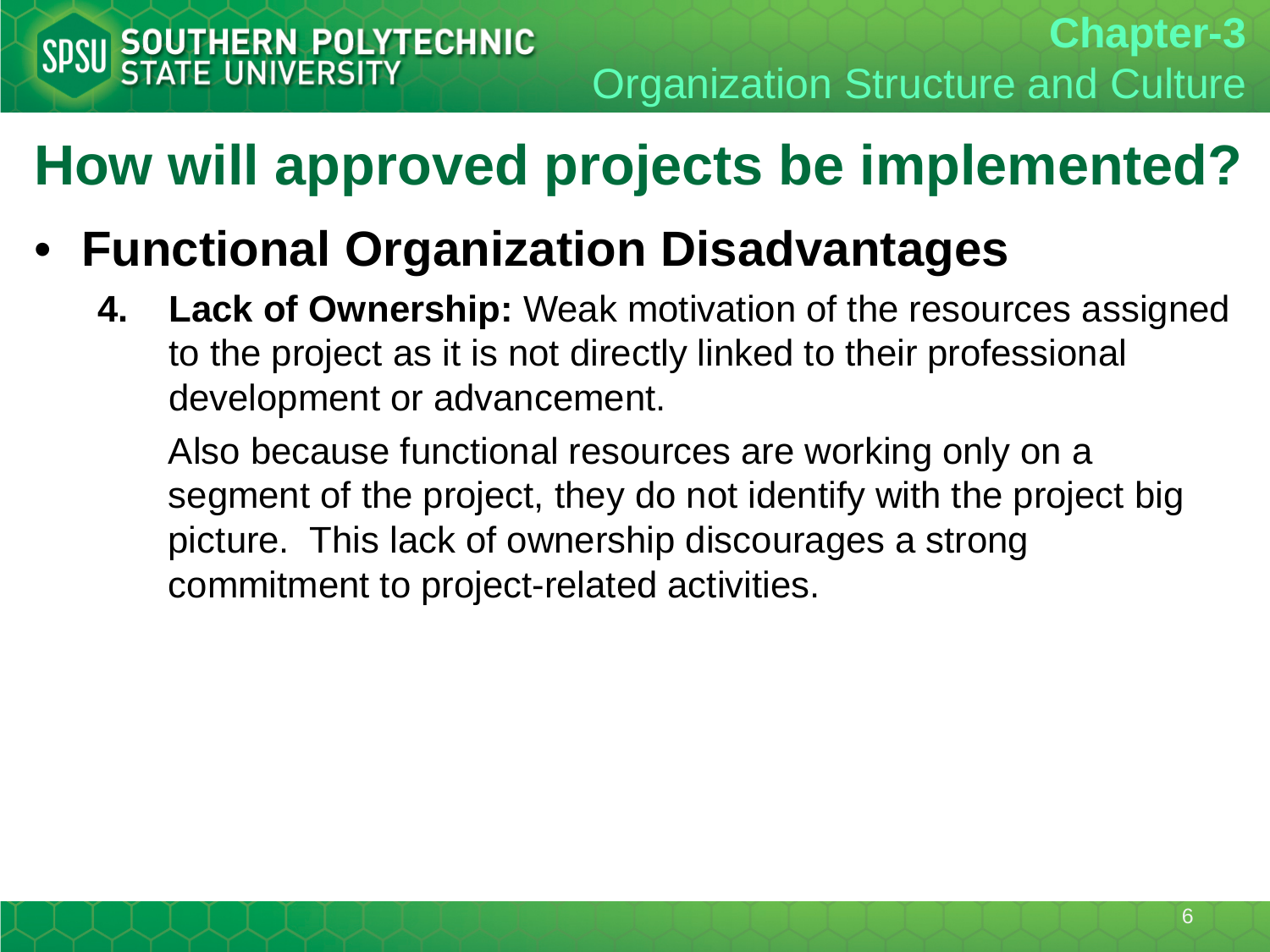# How will approved projects be implemented?

- **Functional Organization Disadvantages**

  4. **Lack of Ownership:** Weak motivation of the resources assigned to the project as it is not directly linked to their professional development or advancement.

     Also because functional resources are working only on a segment of the project, they do not identify with the project big picture. This lack of ownership discourages a strong commitment to project-related activities.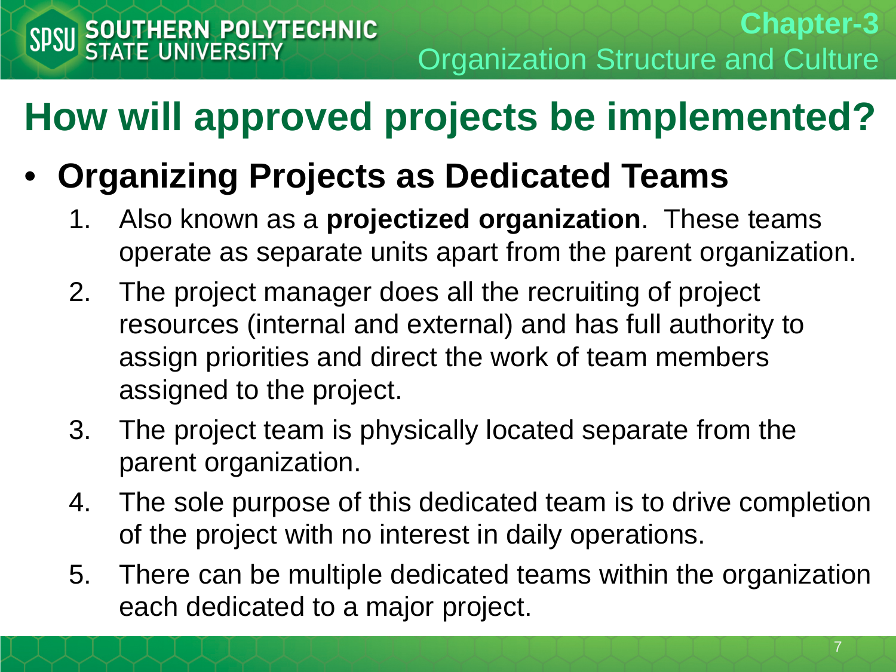# How will approved projects be implemented?

- **Organizing Projects as Dedicated Teams**
  1. Also known as a **projectized organization**. These teams operate as separate units apart from the parent organization.
  2. The project manager does all the recruiting of project resources (internal and external) and has full authority to assign priorities and direct the work of team members assigned to the project.
  3. The project team is physically located separate from the parent organization.
  4. The sole purpose of this dedicated team is to drive completion of the project with no interest in daily operations.
  5. There can be multiple dedicated teams within the organization each dedicated to a major project.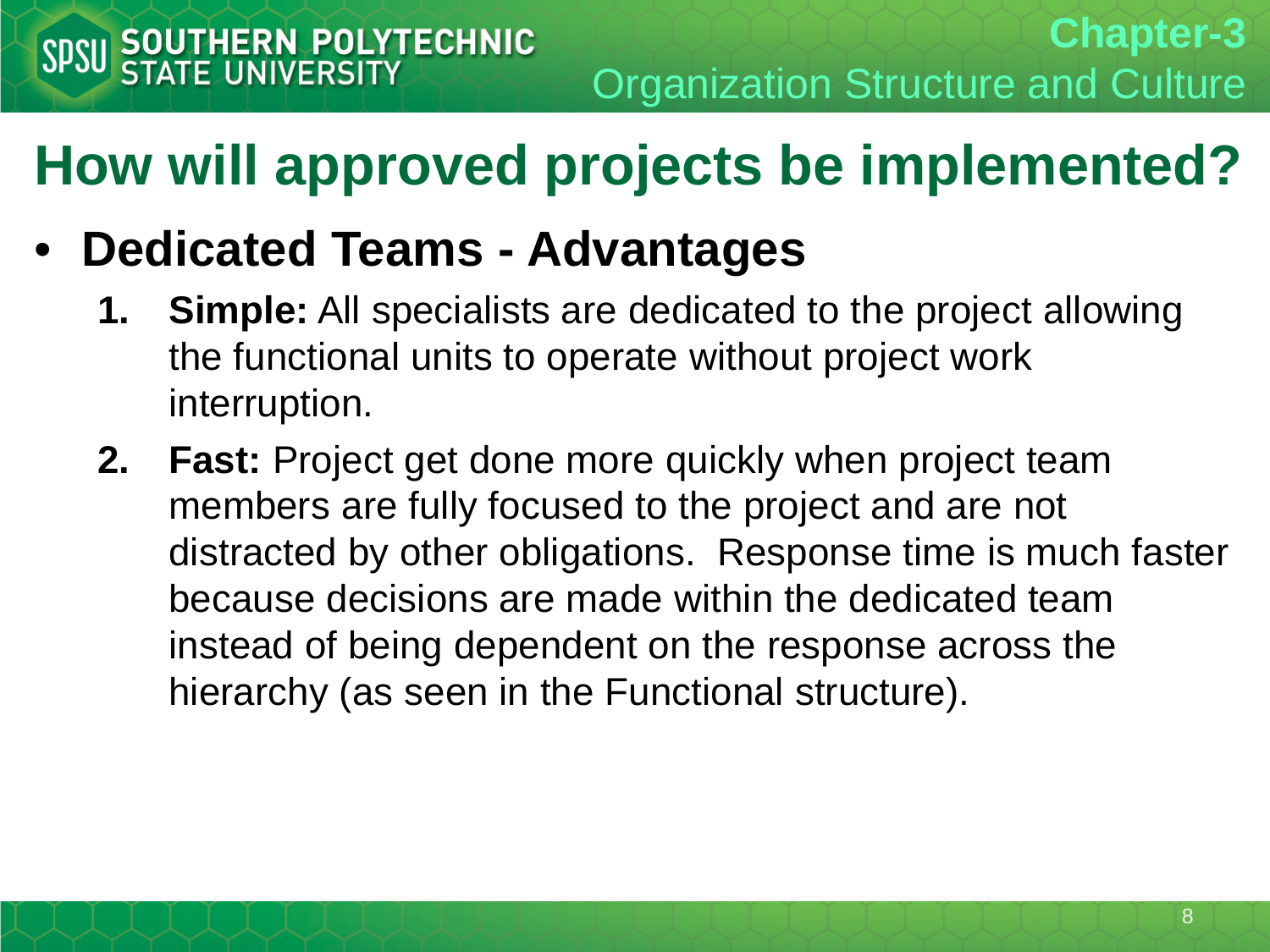# How will approved projects be implemented?

- **Dedicated Teams - Advantages**
  1. **Simple:** All specialists are dedicated to the project allowing the functional units to operate without project work interruption.
  2. **Fast:** Project get done more quickly when project team members are fully focused to the project and are not distracted by other obligations. Response time is much faster because decisions are made within the dedicated team instead of being dependent on the response across the hierarchy (as seen in the Functional structure).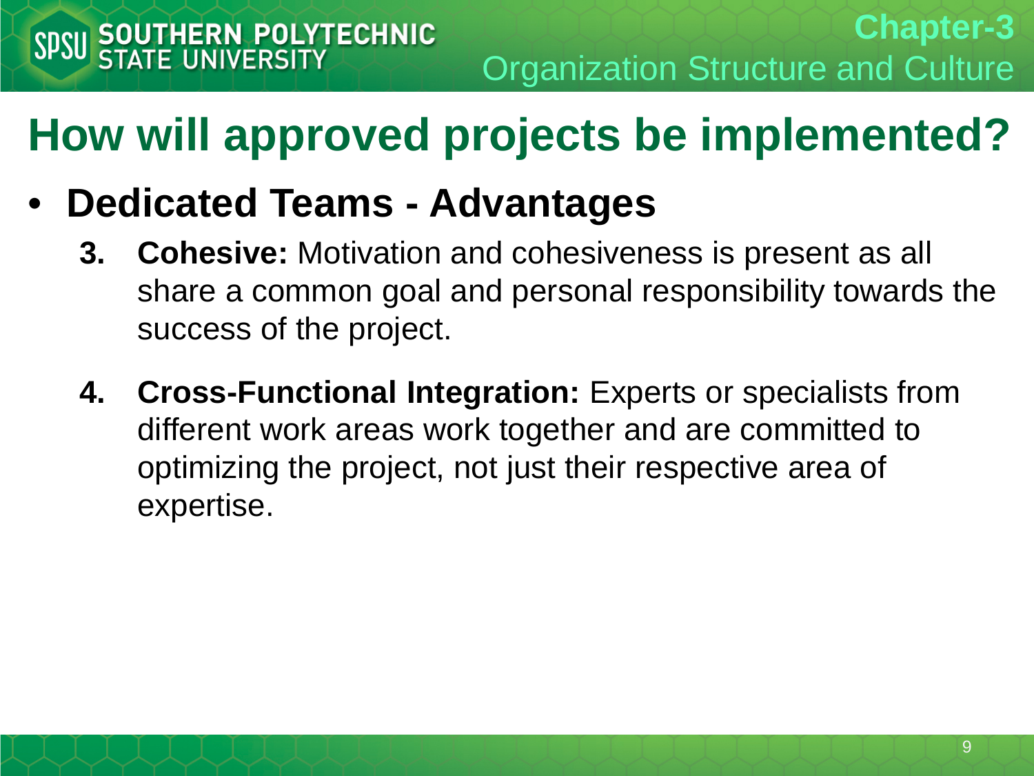# How will approved projects be implemented?

- **Dedicated Teams - Advantages**
  3. **Cohesive:** Motivation and cohesiveness is present as all share a common goal and personal responsibility towards the success of the project.
  4. **Cross-Functional Integration:** Experts or specialists from different work areas work together and are committed to optimizing the project, not just their respective area of expertise.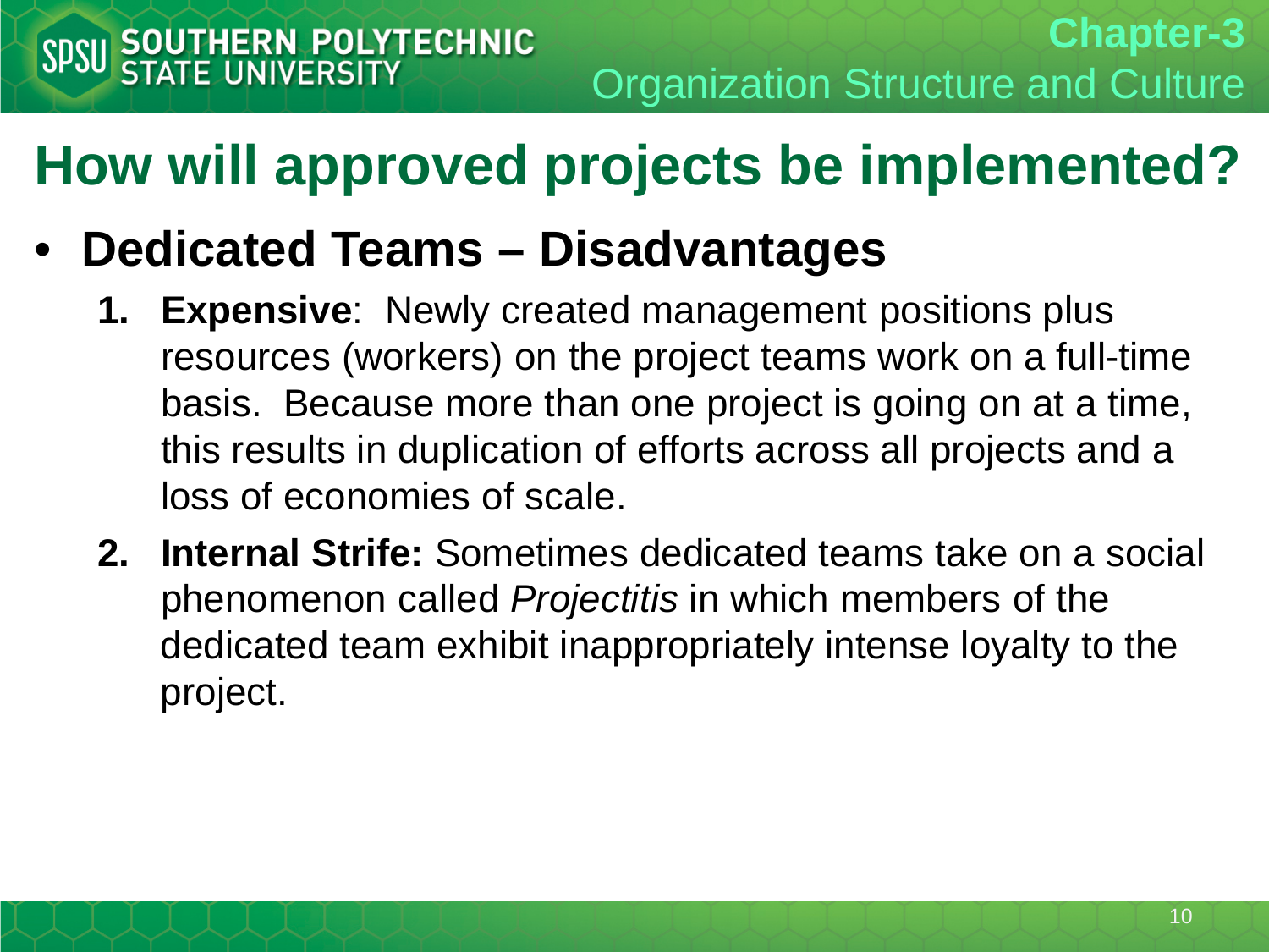# How will approved projects be implemented?

- **Dedicated Teams – Disadvantages**
  1. **Expensive**: Newly created management positions plus resources (workers) on the project teams work on a full-time basis. Because more than one project is going on at a time, this results in duplication of efforts across all projects and a loss of economies of scale.
  2. **Internal Strife:** Sometimes dedicated teams take on a social phenomenon called *Projectitis* in which members of the dedicated team exhibit inappropriately intense loyalty to the project.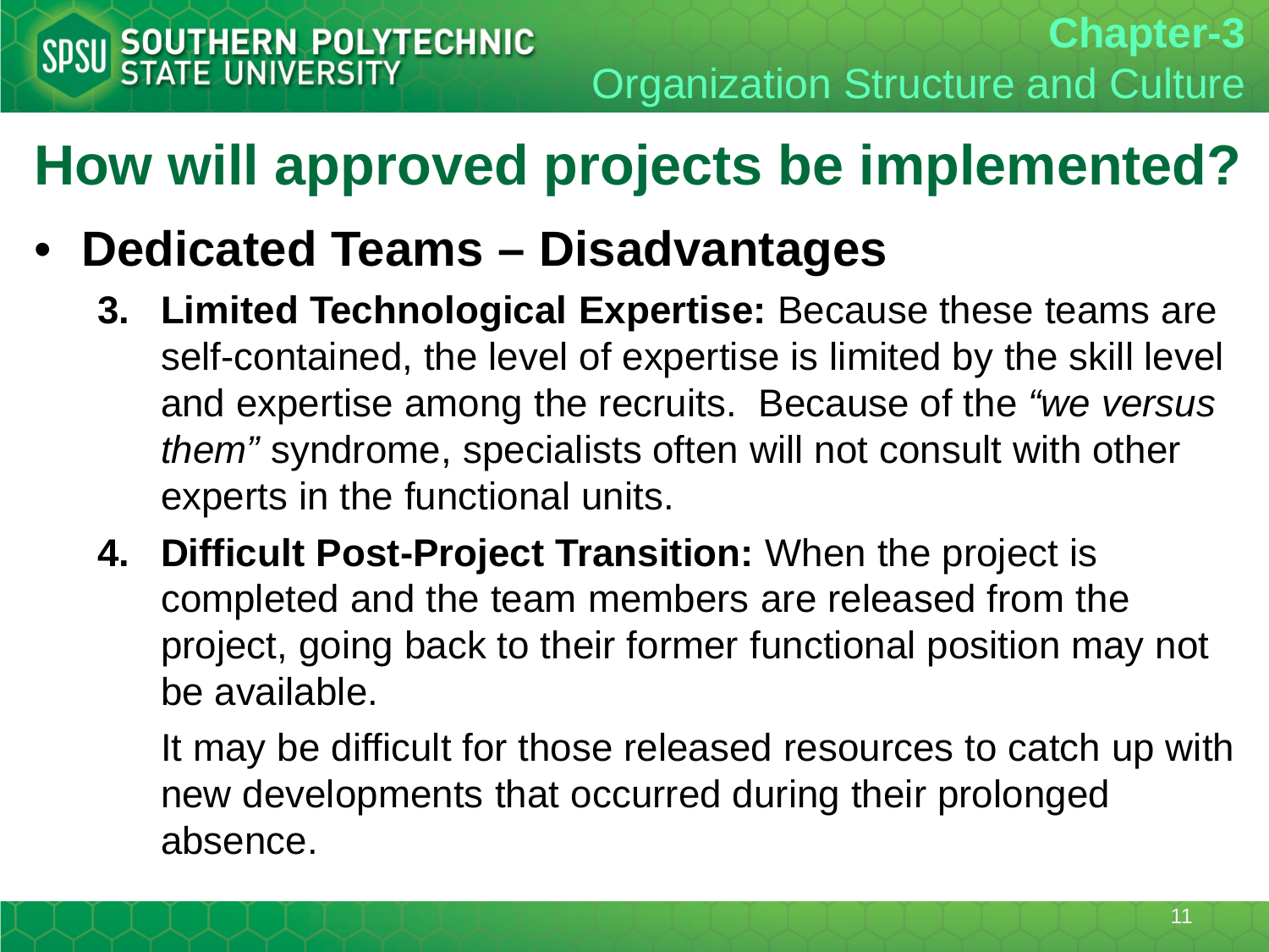# How will approved projects be implemented?

- **Dedicated Teams – Disadvantages**

3. **Limited Technological Expertise:** Because these teams are self-contained, the level of expertise is limited by the skill level and expertise among the recruits. Because of the *"we versus them"* syndrome, specialists often will not consult with other experts in the functional units.

4. **Difficult Post-Project Transition:** When the project is completed and the team members are released from the project, going back to their former functional position may not be available.

   It may be difficult for those released resources to catch up with new developments that occurred during their prolonged absence.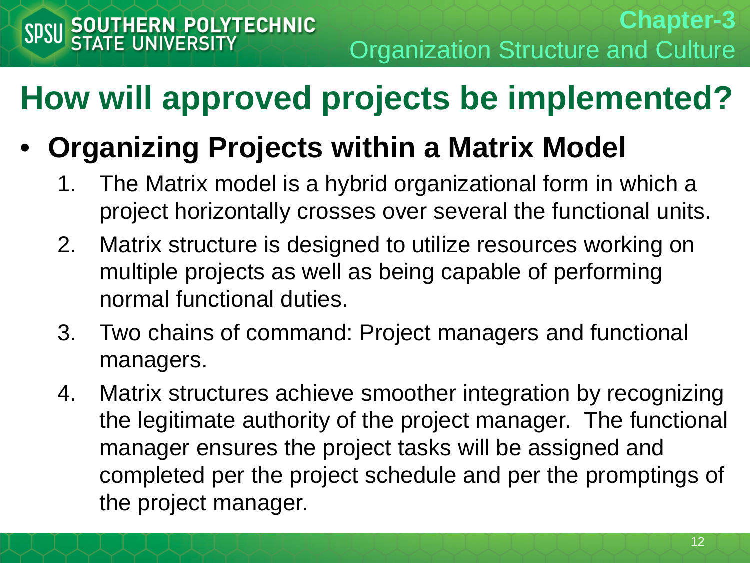# How will approved projects be implemented?

- **Organizing Projects within a Matrix Model**
  1. The Matrix model is a hybrid organizational form in which a project horizontally crosses over several the functional units.
  2. Matrix structure is designed to utilize resources working on multiple projects as well as being capable of performing normal functional duties.
  3. Two chains of command: Project managers and functional managers.
  4. Matrix structures achieve smoother integration by recognizing the legitimate authority of the project manager. The functional manager ensures the project tasks will be assigned and completed per the project schedule and per the promptings of the project manager.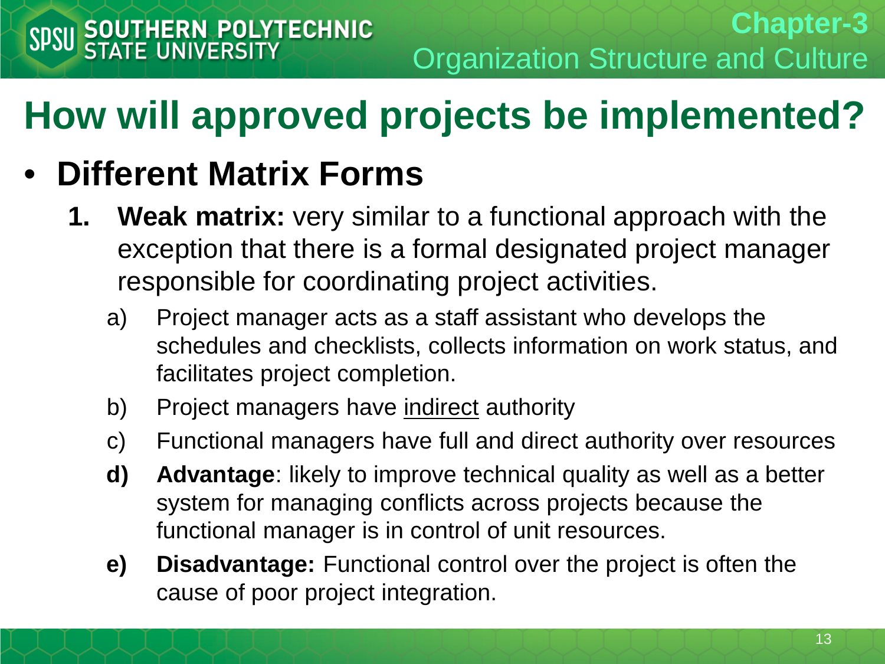# How will approved projects be implemented?

- **Different Matrix Forms**
  1. **Weak matrix:** very similar to a functional approach with the exception that there is a formal designated project manager responsible for coordinating project activities.
     a) Project manager acts as a staff assistant who develops the schedules and checklists, collects information on work status, and facilitates project completion.
     b) Project managers have <u>indirect</u> authority
     c) Functional managers have full and direct authority over resources
     **d)** **Advantage**: likely to improve technical quality as well as a better system for managing conflicts across projects because the functional manager is in control of unit resources.
     **e)** **Disadvantage:** Functional control over the project is often the cause of poor project integration.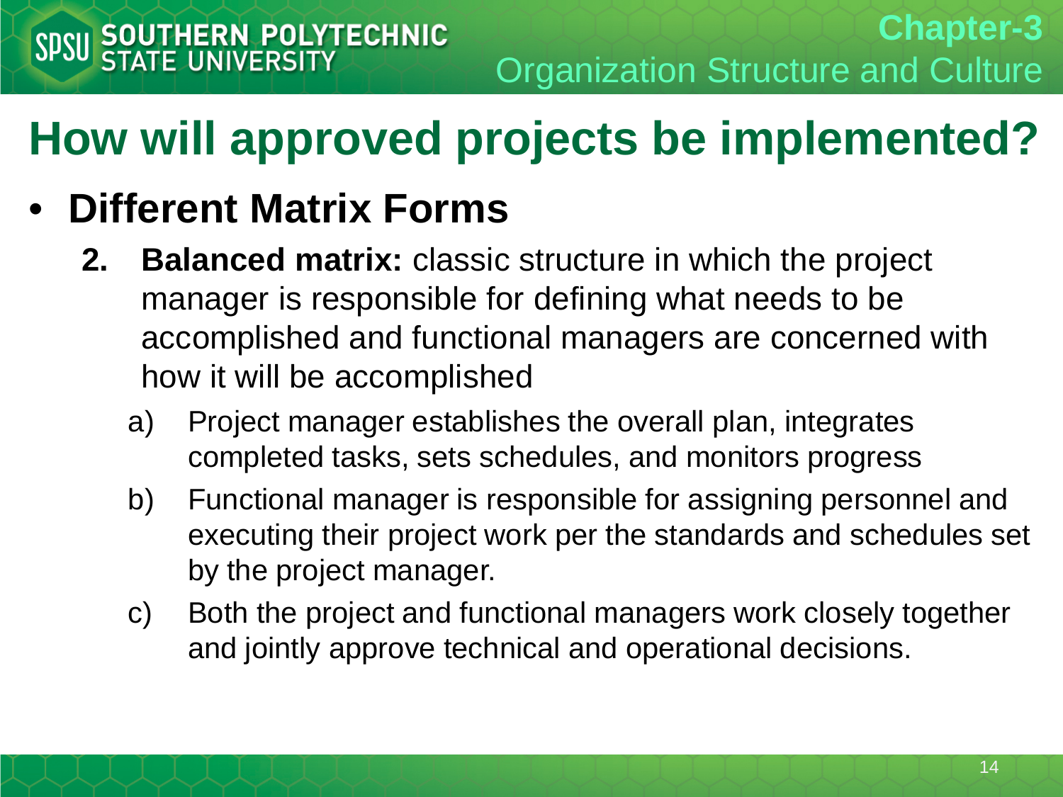# How will approved projects be implemented?

- **Different Matrix Forms**

  2. **Balanced matrix:** classic structure in which the project manager is responsible for defining what needs to be accomplished and functional managers are concerned with how it will be accomplished

     a) Project manager establishes the overall plan, integrates completed tasks, sets schedules, and monitors progress

     b) Functional manager is responsible for assigning personnel and executing their project work per the standards and schedules set by the project manager.

     c) Both the project and functional managers work closely together and jointly approve technical and operational decisions.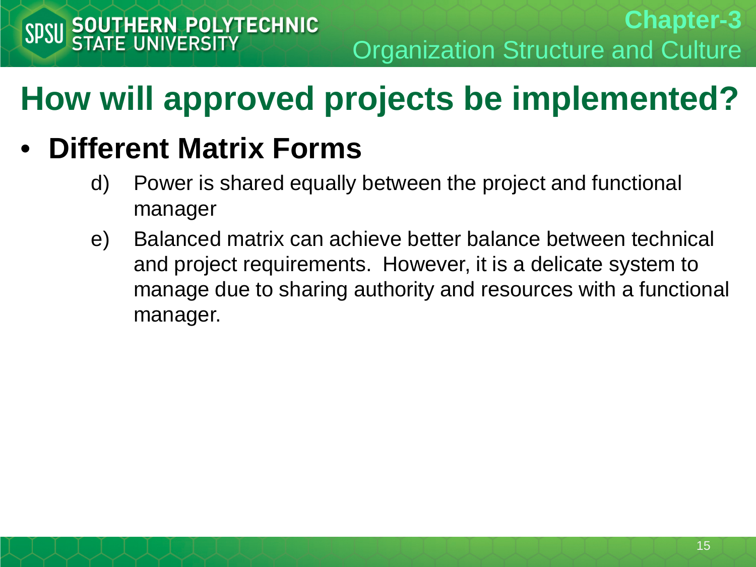# How will approved projects be implemented?

- **Different Matrix Forms**
  - d) Power is shared equally between the project and functional manager
  - e) Balanced matrix can achieve better balance between technical and project requirements. However, it is a delicate system to manage due to sharing authority and resources with a functional manager.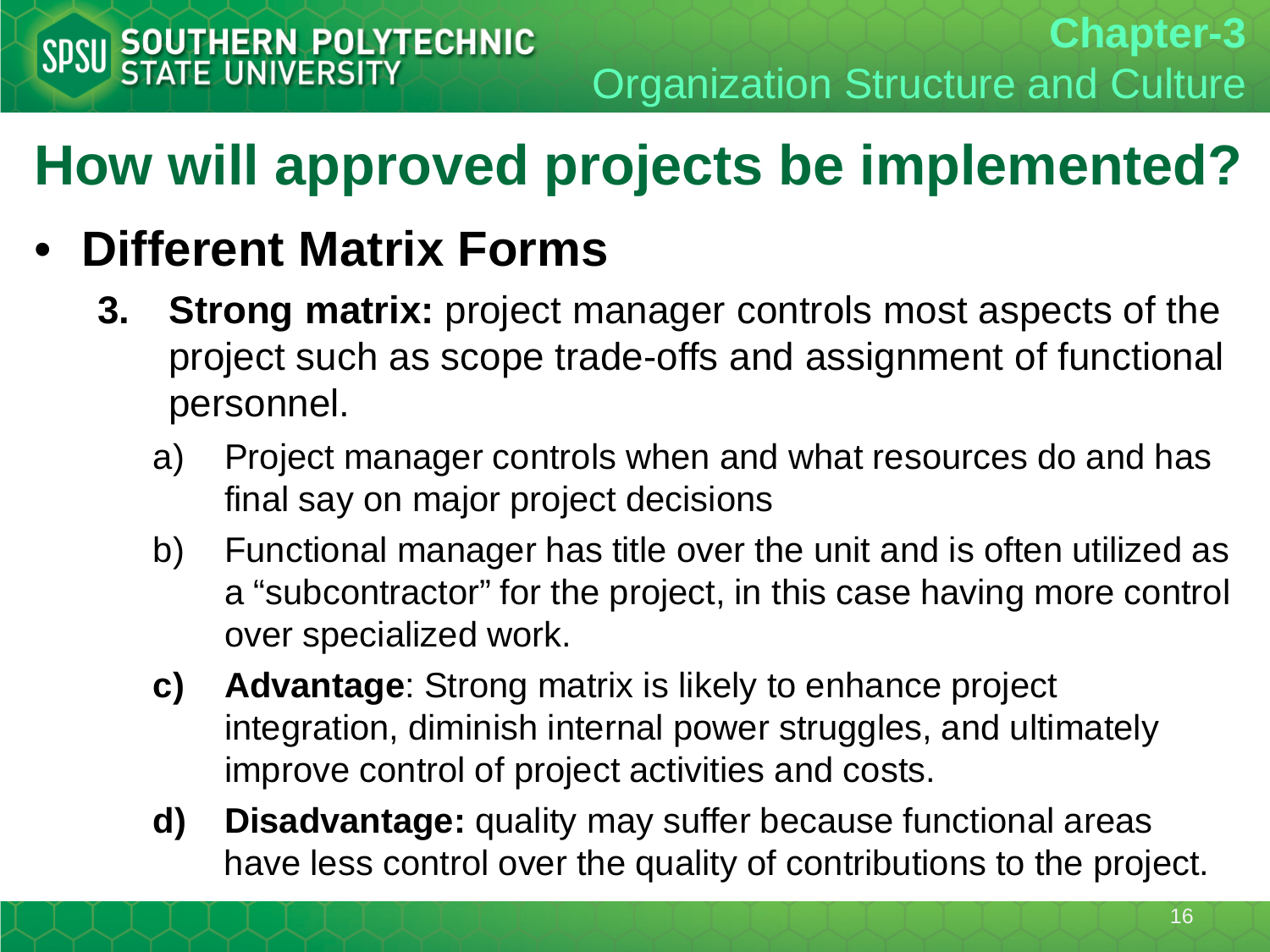# How will approved projects be implemented?

- **Different Matrix Forms**
  3. **Strong matrix:** project manager controls most aspects of the project such as scope trade-offs and assignment of functional personnel.
     a) Project manager controls when and what resources do and has final say on major project decisions
     b) Functional manager has title over the unit and is often utilized as a “subcontractor” for the project, in this case having more control over specialized work.
     **c)** **Advantage**: Strong matrix is likely to enhance project integration, diminish internal power struggles, and ultimately improve control of project activities and costs.
     **d)** **Disadvantage:** quality may suffer because functional areas have less control over the quality of contributions to the project.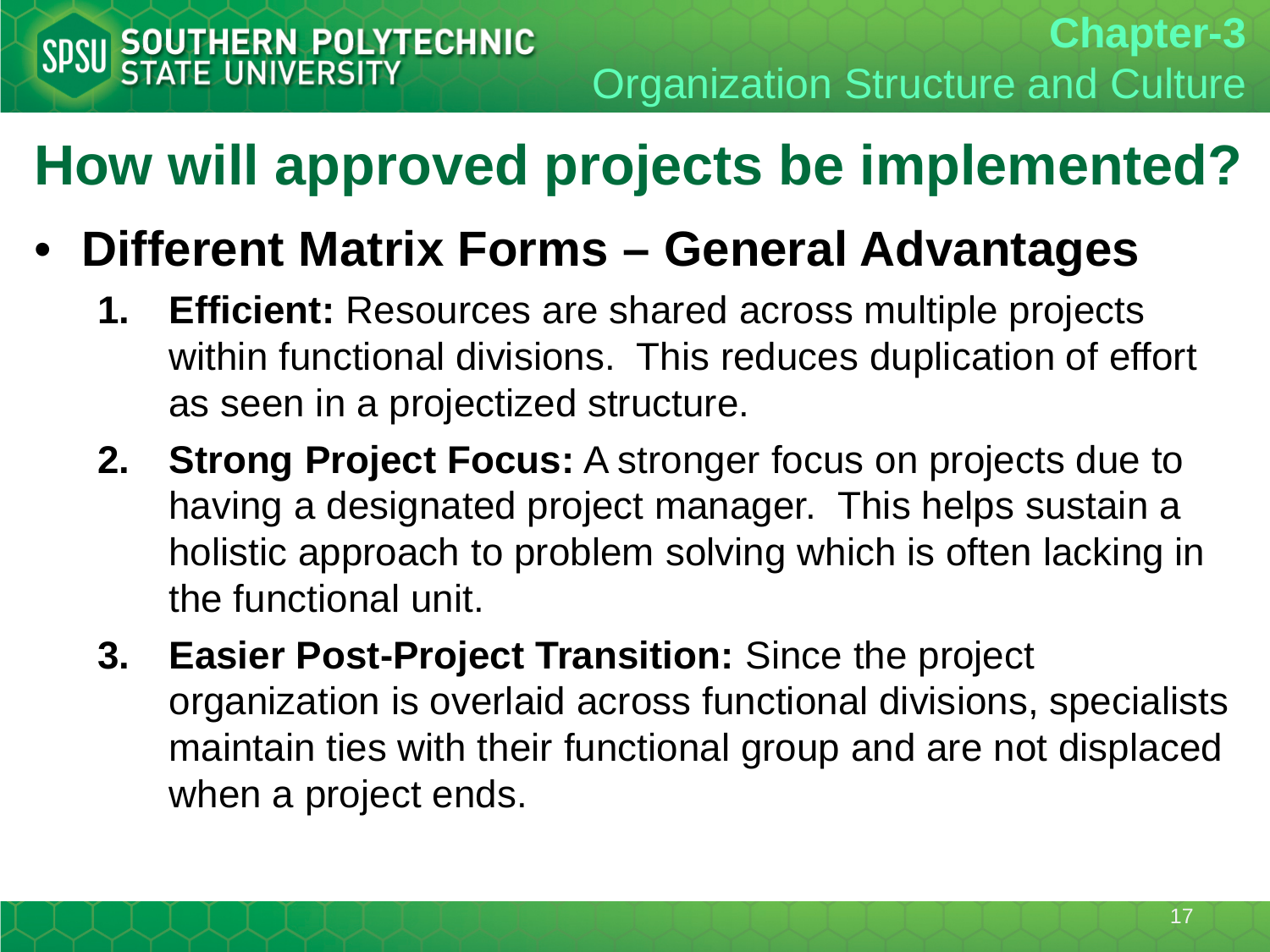# How will approved projects be implemented?

- **Different Matrix Forms – General Advantages**
  1. **Efficient:** Resources are shared across multiple projects within functional divisions. This reduces duplication of effort as seen in a projectized structure.
  2. **Strong Project Focus:** A stronger focus on projects due to having a designated project manager. This helps sustain a holistic approach to problem solving which is often lacking in the functional unit.
  3. **Easier Post-Project Transition:** Since the project organization is overlaid across functional divisions, specialists maintain ties with their functional group and are not displaced when a project ends.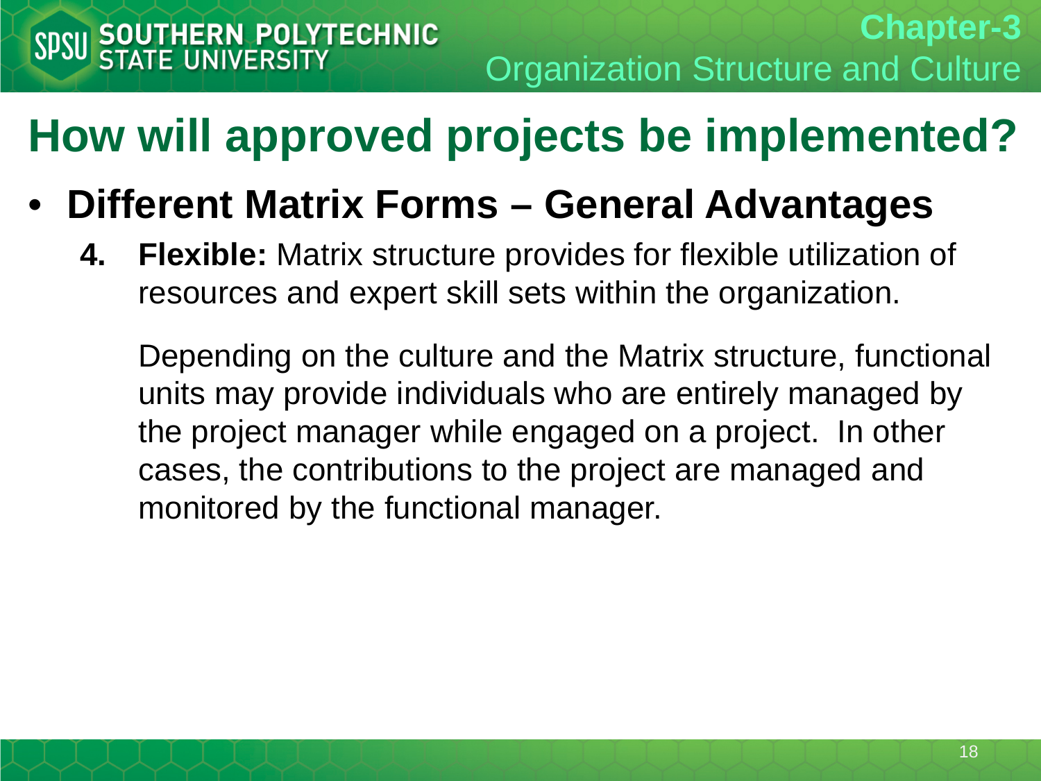# How will approved projects be implemented?

- **Different Matrix Forms – General Advantages**

  4. **Flexible:** Matrix structure provides for flexible utilization of resources and expert skill sets within the organization.

     Depending on the culture and the Matrix structure, functional units may provide individuals who are entirely managed by the project manager while engaged on a project. In other cases, the contributions to the project are managed and monitored by the functional manager.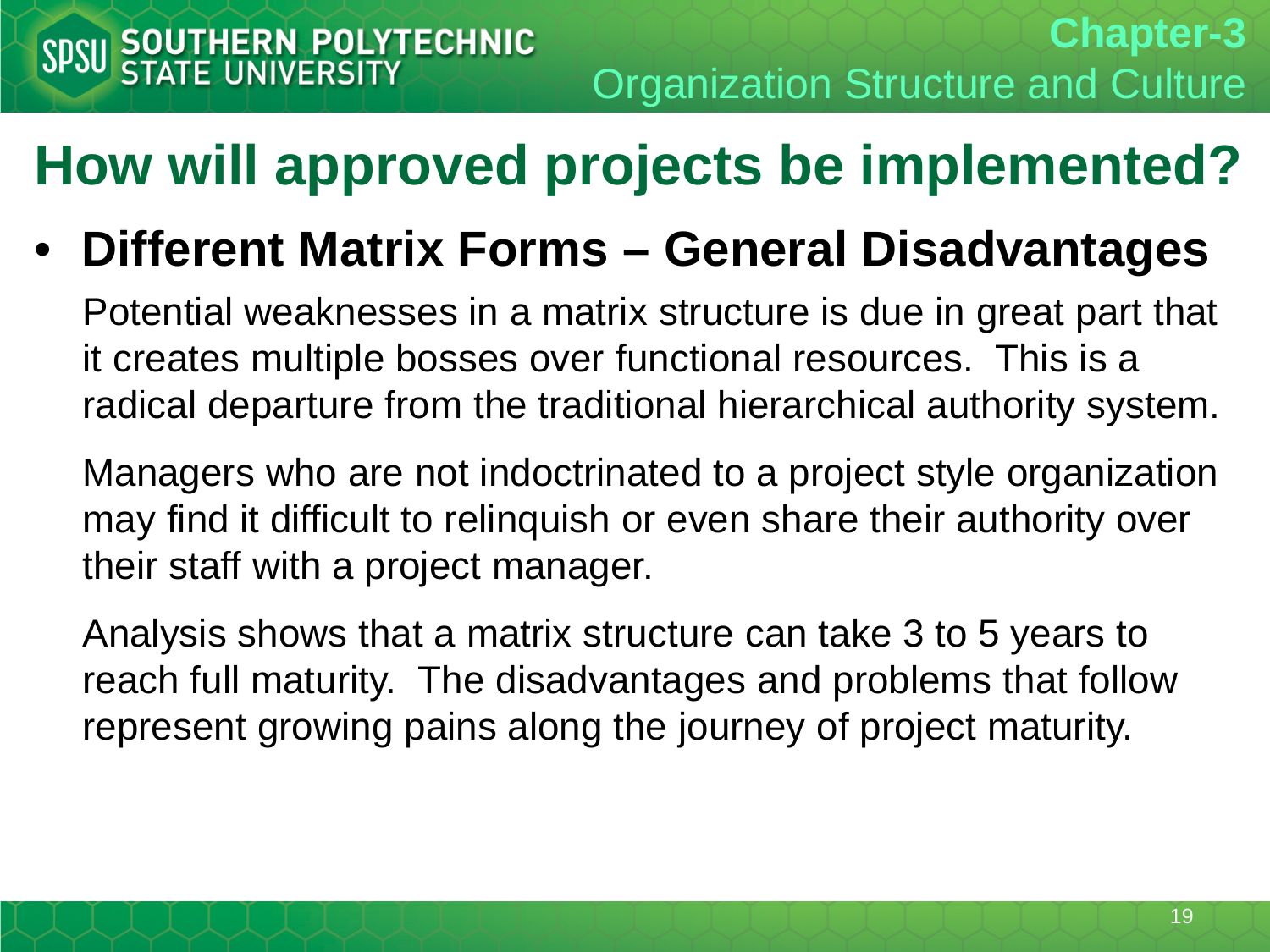# How will approved projects be implemented?

- **Different Matrix Forms – General Disadvantages**

  Potential weaknesses in a matrix structure is due in great part that it creates multiple bosses over functional resources. This is a radical departure from the traditional hierarchical authority system.

  Managers who are not indoctrinated to a project style organization may find it difficult to relinquish or even share their authority over their staff with a project manager.

  Analysis shows that a matrix structure can take 3 to 5 years to reach full maturity. The disadvantages and problems that follow represent growing pains along the journey of project maturity.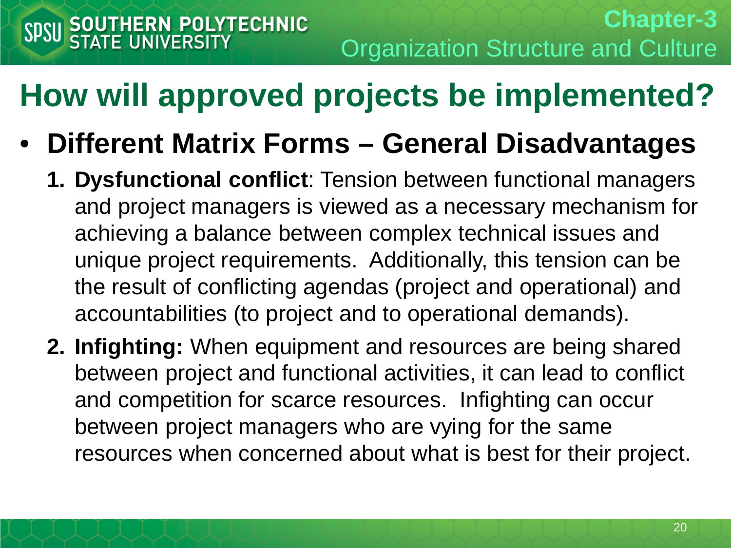# How will approved projects be implemented?

- **Different Matrix Forms – General Disadvantages**
  1. **Dysfunctional conflict**: Tension between functional managers and project managers is viewed as a necessary mechanism for achieving a balance between complex technical issues and unique project requirements. Additionally, this tension can be the result of conflicting agendas (project and operational) and accountabilities (to project and to operational demands).
  2. **Infighting:** When equipment and resources are being shared between project and functional activities, it can lead to conflict and competition for scarce resources. Infighting can occur between project managers who are vying for the same resources when concerned about what is best for their project.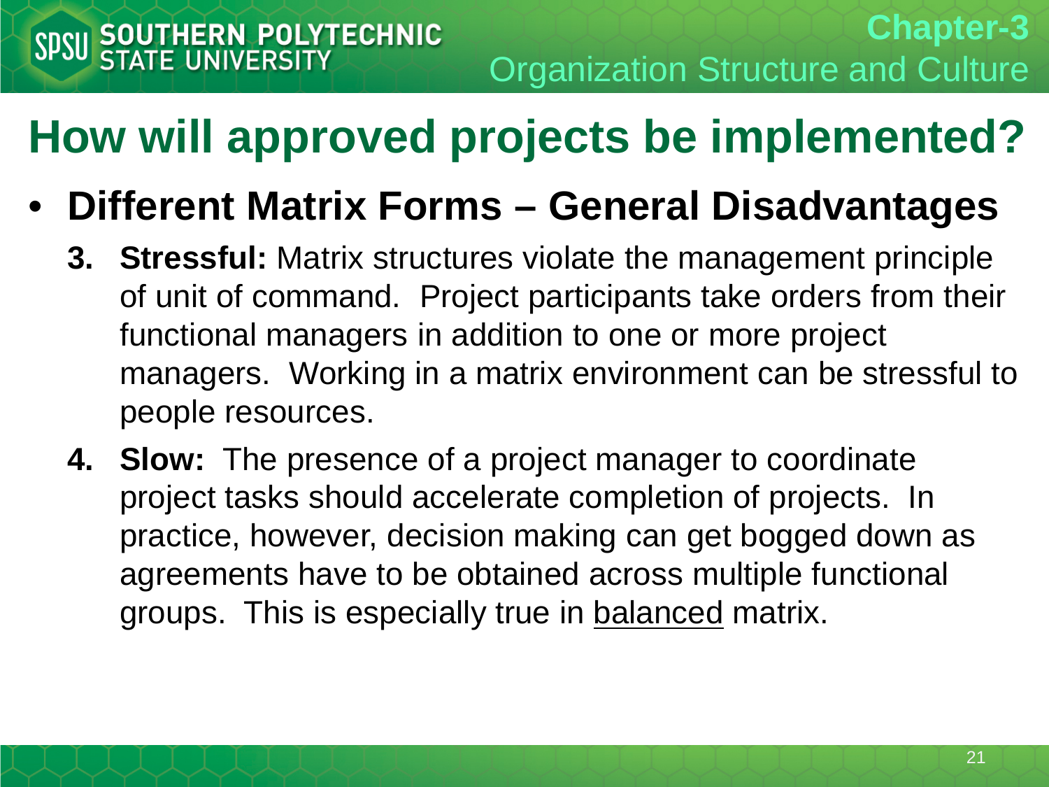# How will approved projects be implemented?

- **Different Matrix Forms – General Disadvantages**

  3. **Stressful:** Matrix structures violate the management principle of unit of command. Project participants take orders from their functional managers in addition to one or more project managers. Working in a matrix environment can be stressful to people resources.
  4. **Slow:** The presence of a project manager to coordinate project tasks should accelerate completion of projects. In practice, however, decision making can get bogged down as agreements have to be obtained across multiple functional groups. This is especially true in <u>balanced</u> matrix.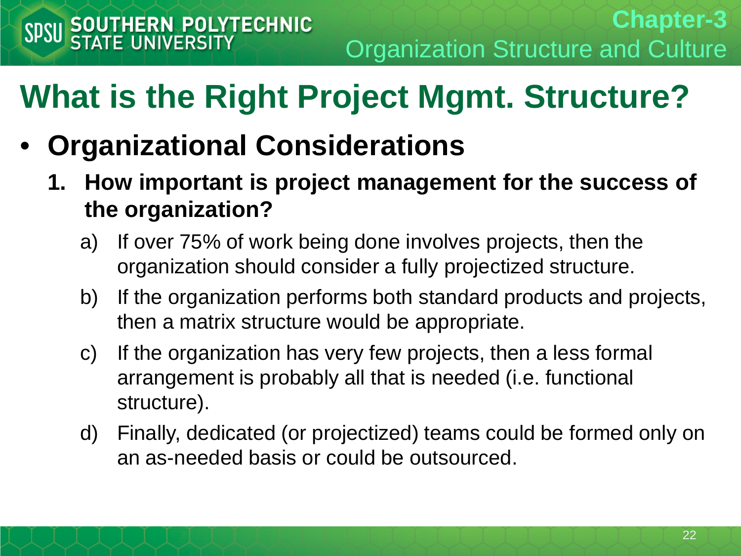# What is the Right Project Mgmt. Structure?

- **Organizational Considerations**
  1. **How important is project management for the success of the organization?**
     a) If over 75% of work being done involves projects, then the organization should consider a fully projectized structure.
     b) If the organization performs both standard products and projects, then a matrix structure would be appropriate.
     c) If the organization has very few projects, then a less formal arrangement is probably all that is needed (i.e. functional structure).
     d) Finally, dedicated (or projectized) teams could be formed only on an as-needed basis or could be outsourced.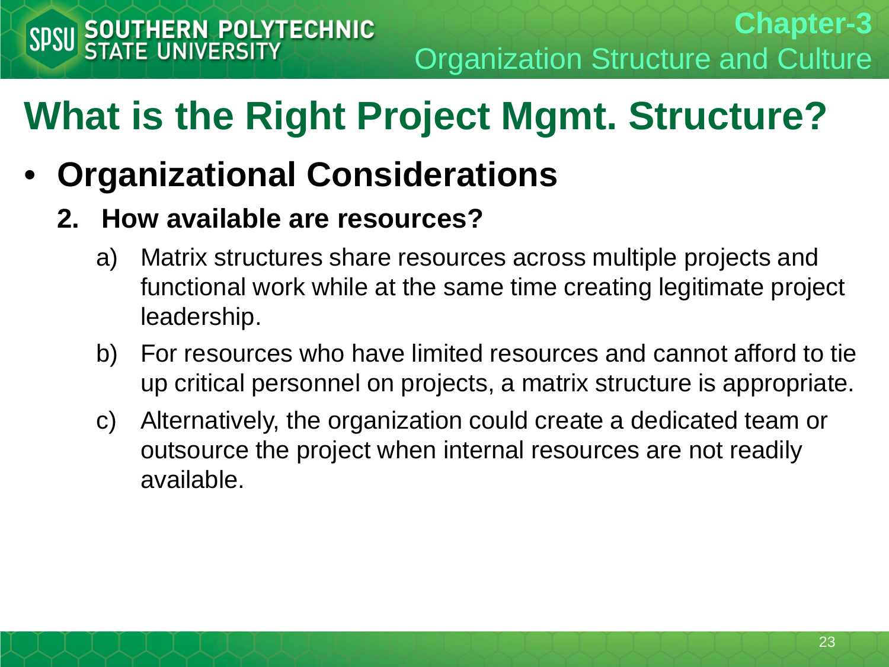# What is the Right Project Mgmt. Structure?

- **Organizational Considerations**

  2. **How available are resources?**

     a) Matrix structures share resources across multiple projects and functional work while at the same time creating legitimate project leadership.

     b) For resources who have limited resources and cannot afford to tie up critical personnel on projects, a matrix structure is appropriate.

     c) Alternatively, the organization could create a dedicated team or outsource the project when internal resources are not readily available.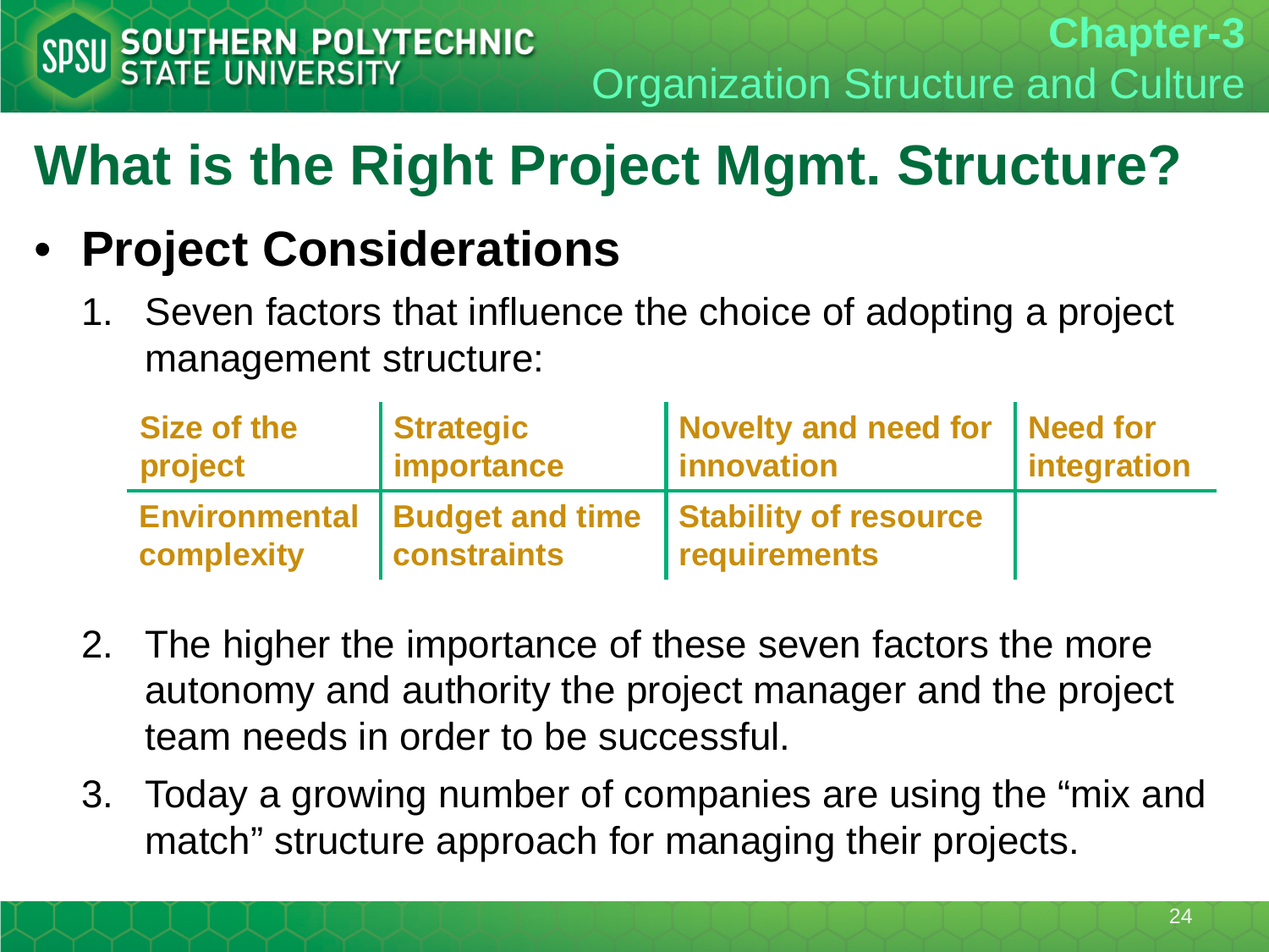# What is the Right Project Mgmt. Structure?

- **Project Considerations**
  1. Seven factors that influence the choice of adopting a project management structure:

| Size of the project | Strategic importance | Novelty and need for innovation | Need for integration |
|---|---|---|---|
| Environmental complexity | Budget and time constraints | Stability of resource requirements | |

  2. The higher the importance of these seven factors the more autonomy and authority the project manager and the project team needs in order to be successful.
  3. Today a growing number of companies are using the “mix and match” structure approach for managing their projects.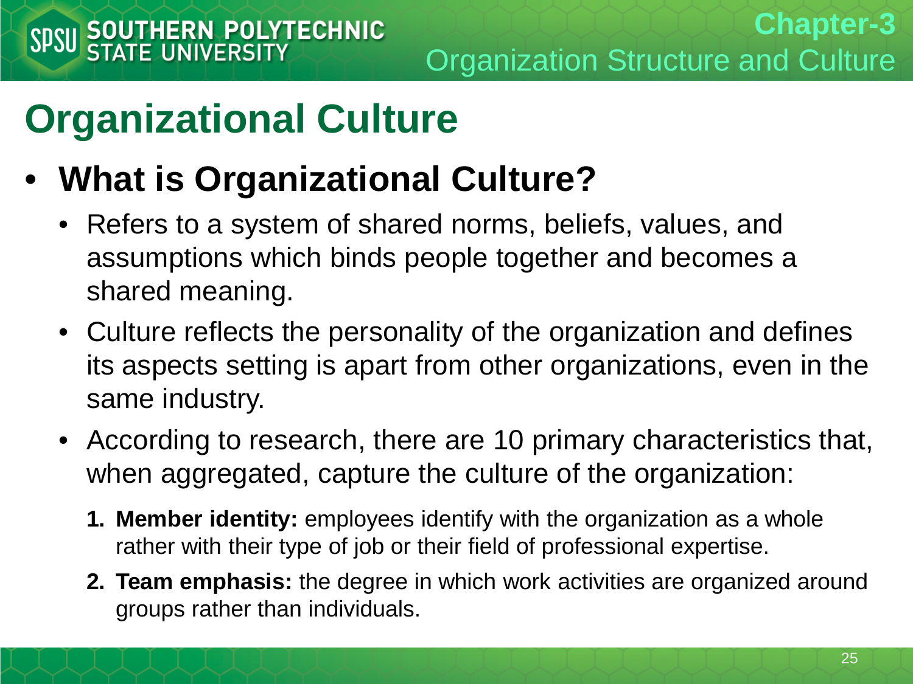# Organizational Culture

- **What is Organizational Culture?**
  - Refers to a system of shared norms, beliefs, values, and assumptions which binds people together and becomes a shared meaning.
  - Culture reflects the personality of the organization and defines its aspects setting is apart from other organizations, even in the same industry.
  - According to research, there are 10 primary characteristics that, when aggregated, capture the culture of the organization:
    1. **Member identity:** employees identify with the organization as a whole rather with their type of job or their field of professional expertise.
    2. **Team emphasis:** the degree in which work activities are organized around groups rather than individuals.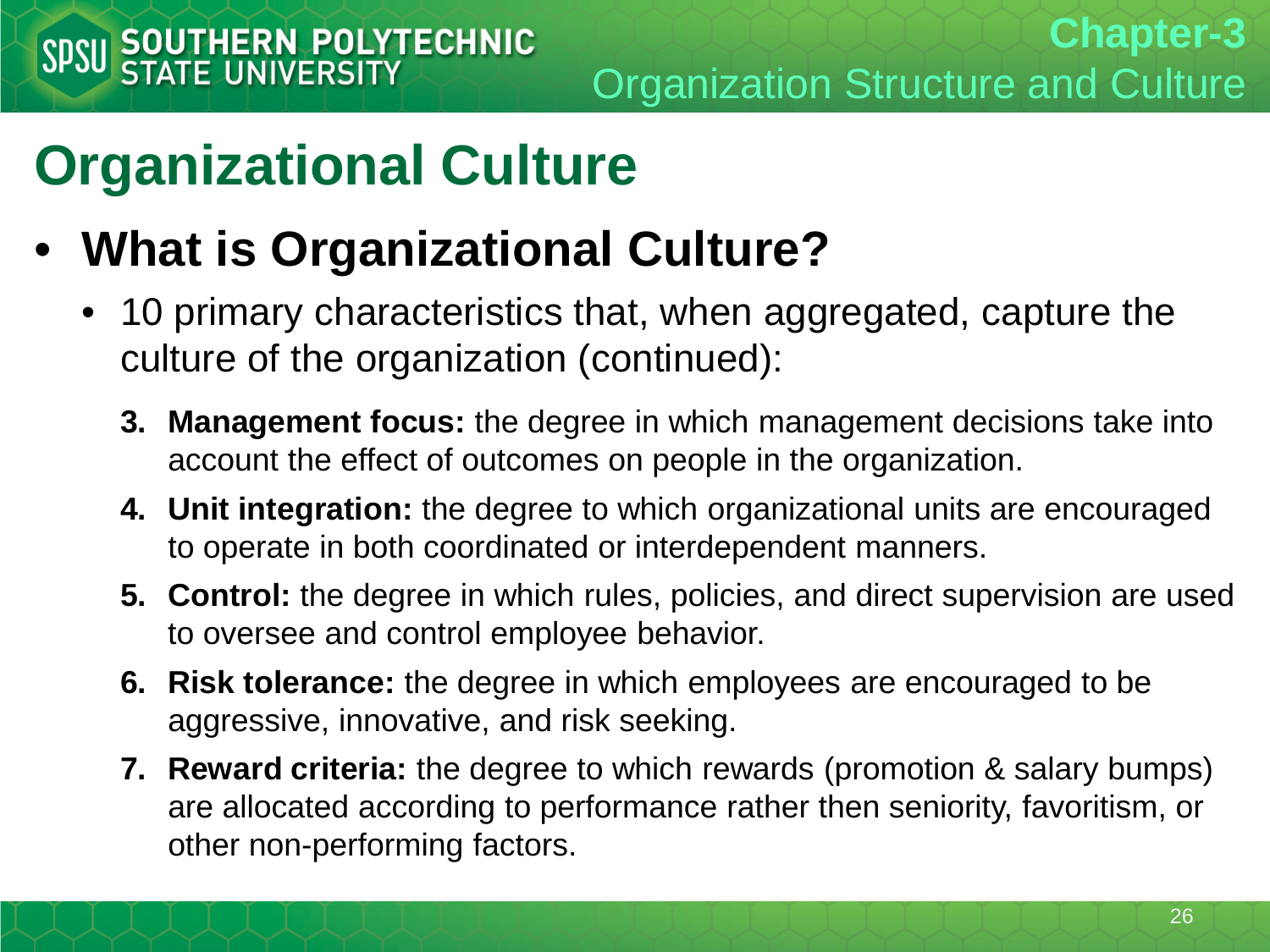# Organizational Culture

- **What is Organizational Culture?**
  - 10 primary characteristics that, when aggregated, capture the culture of the organization (continued):

3. **Management focus:** the degree in which management decisions take into account the effect of outcomes on people in the organization.
4. **Unit integration:** the degree to which organizational units are encouraged to operate in both coordinated or interdependent manners.
5. **Control:** the degree in which rules, policies, and direct supervision are used to oversee and control employee behavior.
6. **Risk tolerance:** the degree in which employees are encouraged to be aggressive, innovative, and risk seeking.
7. **Reward criteria:** the degree to which rewards (promotion & salary bumps) are allocated according to performance rather then seniority, favoritism, or other non-performing factors.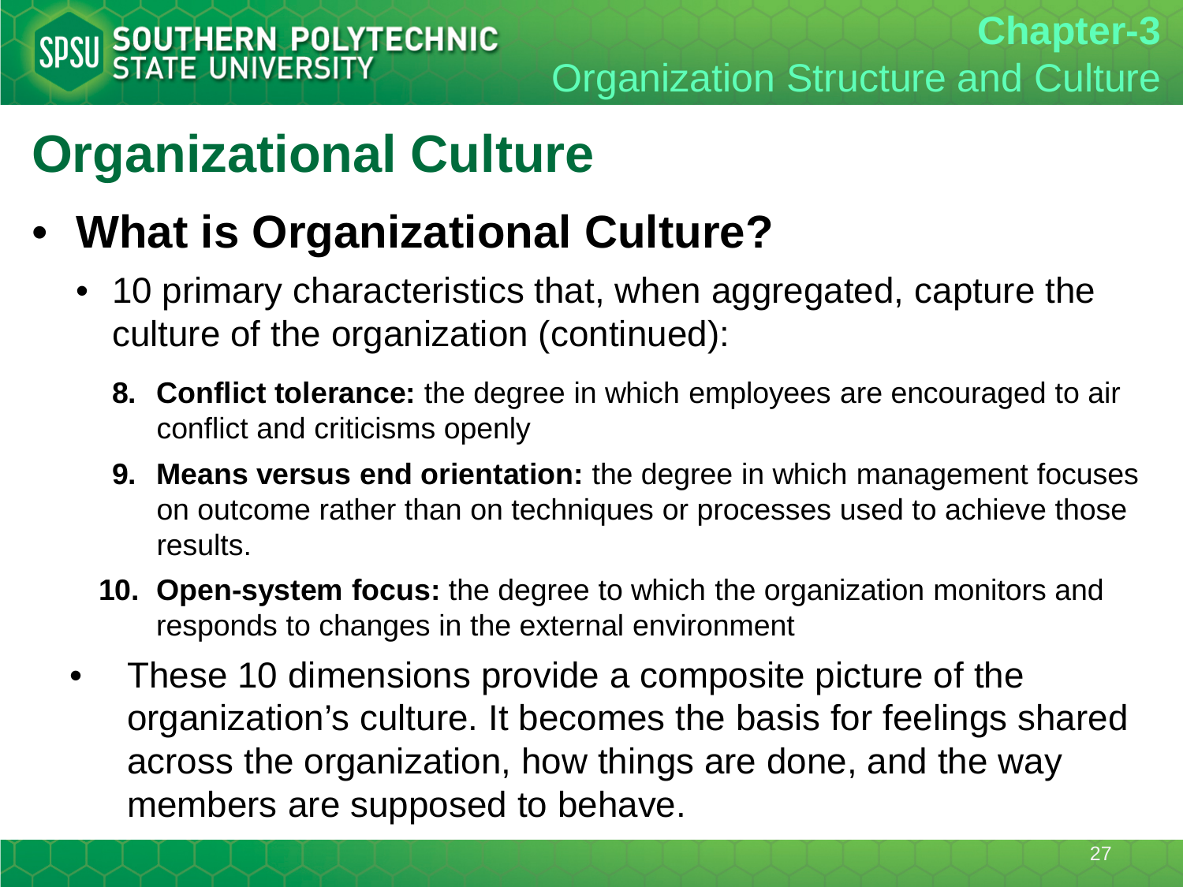# Organizational Culture

- **What is Organizational Culture?**
  - 10 primary characteristics that, when aggregated, capture the culture of the organization (continued):

    8. **Conflict tolerance:** the degree in which employees are encouraged to air conflict and criticisms openly
    9. **Means versus end orientation:** the degree in which management focuses on outcome rather than on techniques or processes used to achieve those results.
    10. **Open-system focus:** the degree to which the organization monitors and responds to changes in the external environment

  - These 10 dimensions provide a composite picture of the organization's culture. It becomes the basis for feelings shared across the organization, how things are done, and the way members are supposed to behave.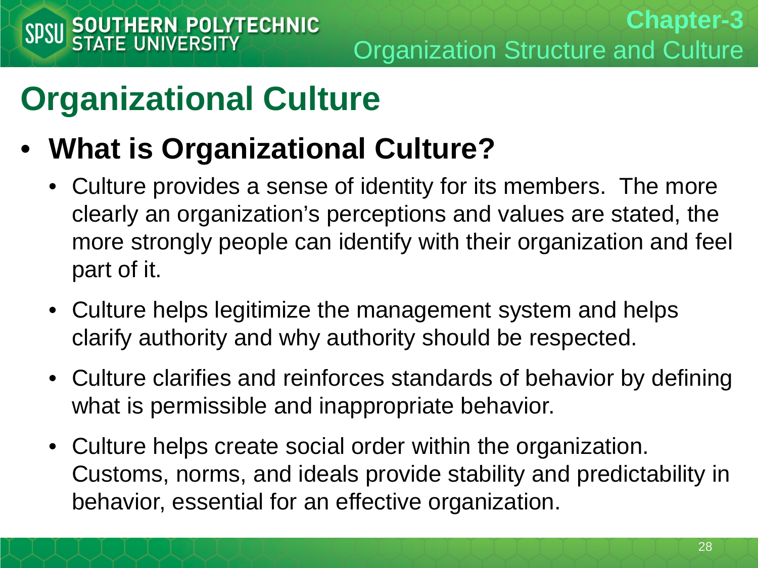# Organizational Culture

- **What is Organizational Culture?**
  - Culture provides a sense of identity for its members. The more clearly an organization's perceptions and values are stated, the more strongly people can identify with their organization and feel part of it.
  - Culture helps legitimize the management system and helps clarify authority and why authority should be respected.
  - Culture clarifies and reinforces standards of behavior by defining what is permissible and inappropriate behavior.
  - Culture helps create social order within the organization. Customs, norms, and ideals provide stability and predictability in behavior, essential for an effective organization.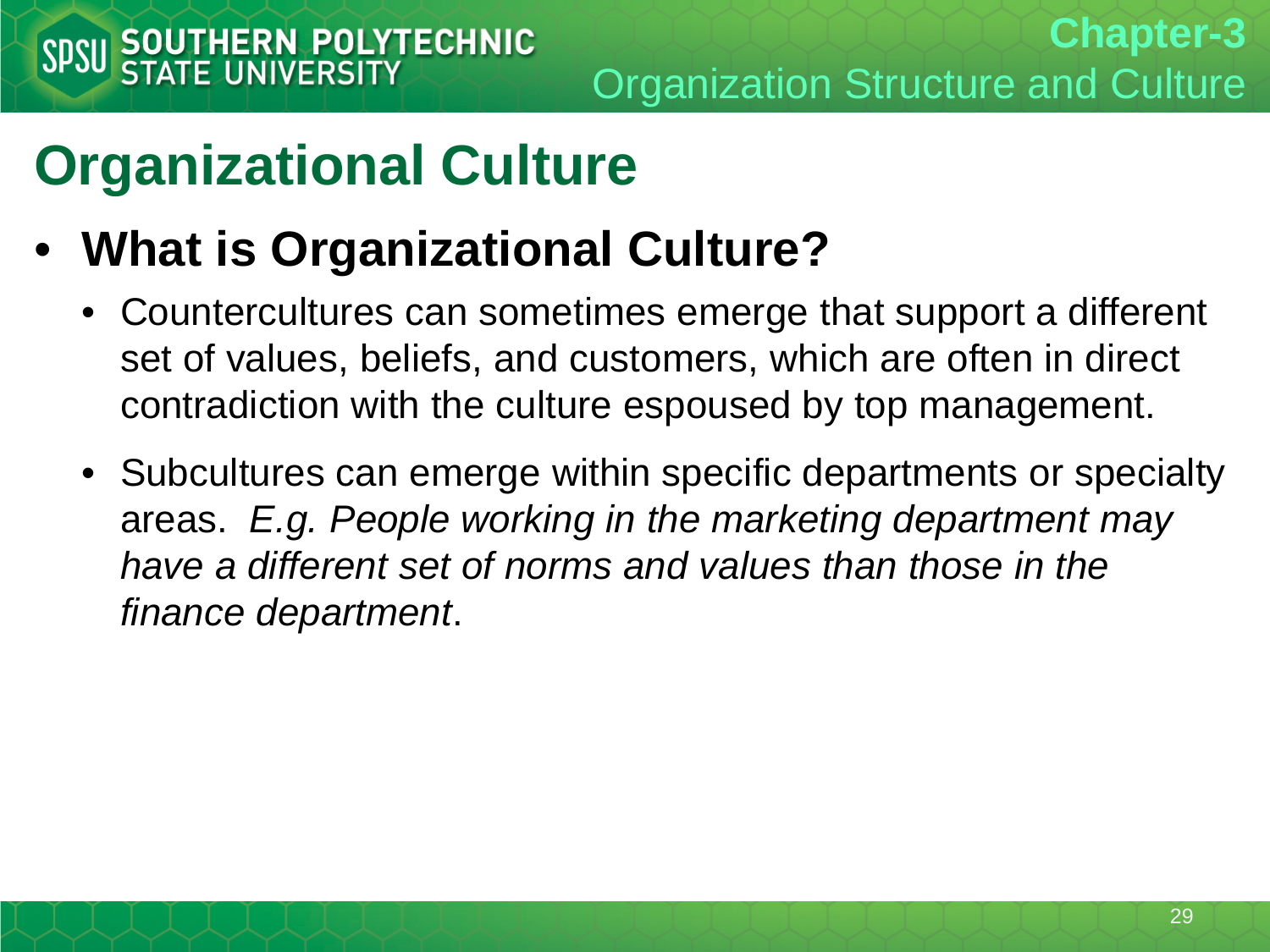# Organizational Culture

- **What is Organizational Culture?**
  - Countercultures can sometimes emerge that support a different set of values, beliefs, and customers, which are often in direct contradiction with the culture espoused by top management.
  - Subcultures can emerge within specific departments or specialty areas. *E.g. People working in the marketing department may have a different set of norms and values than those in the finance department*.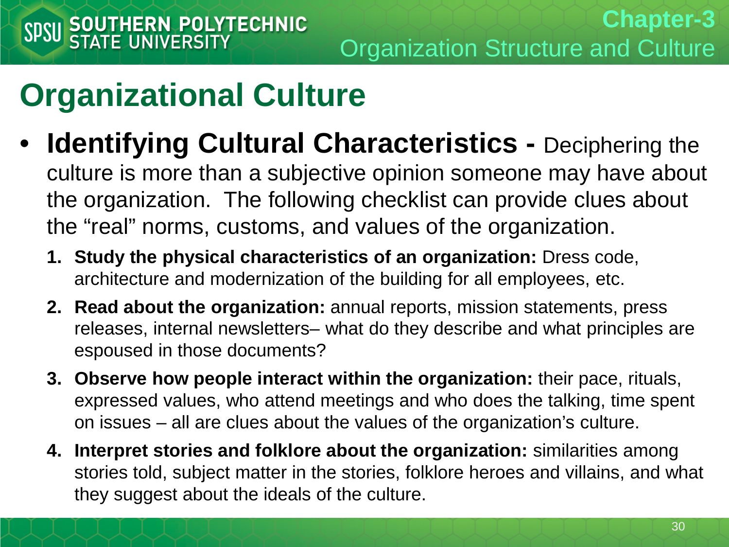# Organizational Culture

- **Identifying Cultural Characteristics -** Deciphering the culture is more than a subjective opinion someone may have about the organization. The following checklist can provide clues about the "real" norms, customs, and values of the organization.
  1. **Study the physical characteristics of an organization:** Dress code, architecture and modernization of the building for all employees, etc.
  2. **Read about the organization:** annual reports, mission statements, press releases, internal newsletters– what do they describe and what principles are espoused in those documents?
  3. **Observe how people interact within the organization:** their pace, rituals, expressed values, who attend meetings and who does the talking, time spent on issues – all are clues about the values of the organization's culture.
  4. **Interpret stories and folklore about the organization:** similarities among stories told, subject matter in the stories, folklore heroes and villains, and what they suggest about the ideals of the culture.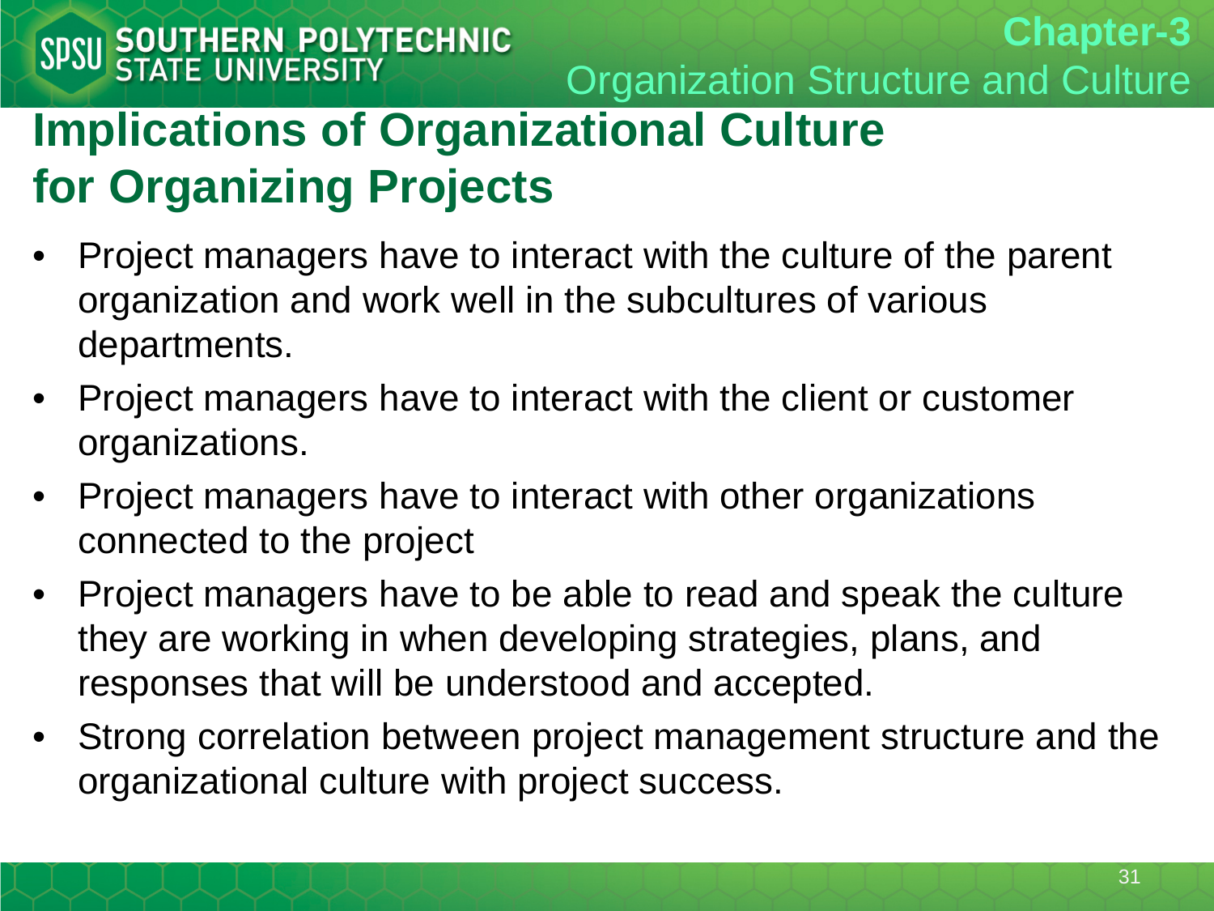# Implications of Organizational Culture for Organizing Projects

- Project managers have to interact with the culture of the parent organization and work well in the subcultures of various departments.
- Project managers have to interact with the client or customer organizations.
- Project managers have to interact with other organizations connected to the project
- Project managers have to be able to read and speak the culture they are working in when developing strategies, plans, and responses that will be understood and accepted.
- Strong correlation between project management structure and the organizational culture with project success.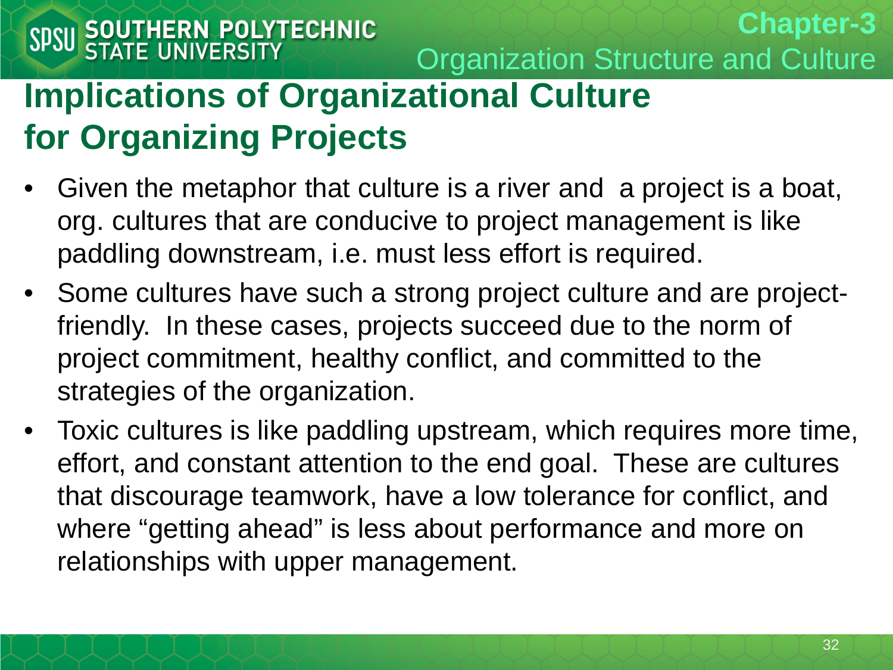# Implications of Organizational Culture for Organizing Projects

- Given the metaphor that culture is a river and a project is a boat, org. cultures that are conducive to project management is like paddling downstream, i.e. must less effort is required.
- Some cultures have such a strong project culture and are project-friendly. In these cases, projects succeed due to the norm of project commitment, healthy conflict, and committed to the strategies of the organization.
- Toxic cultures is like paddling upstream, which requires more time, effort, and constant attention to the end goal. These are cultures that discourage teamwork, have a low tolerance for conflict, and where “getting ahead” is less about performance and more on relationships with upper management.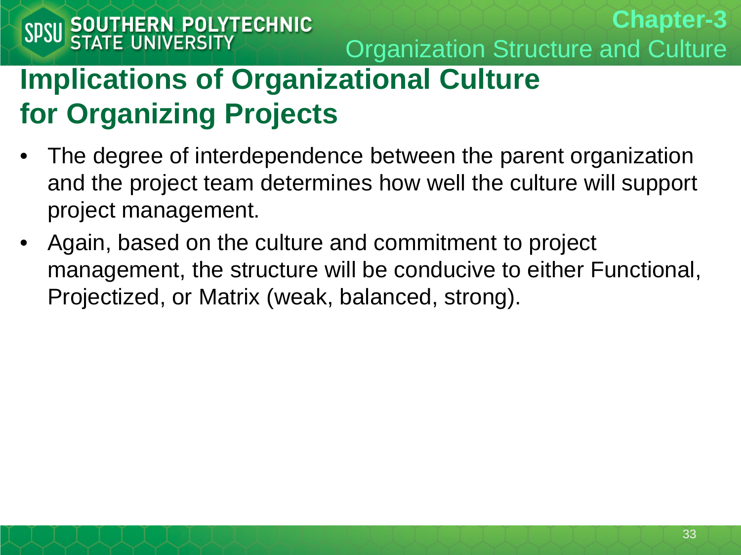# Implications of Organizational Culture for Organizing Projects

- The degree of interdependence between the parent organization and the project team determines how well the culture will support project management.
- Again, based on the culture and commitment to project management, the structure will be conducive to either Functional, Projectized, or Matrix (weak, balanced, strong).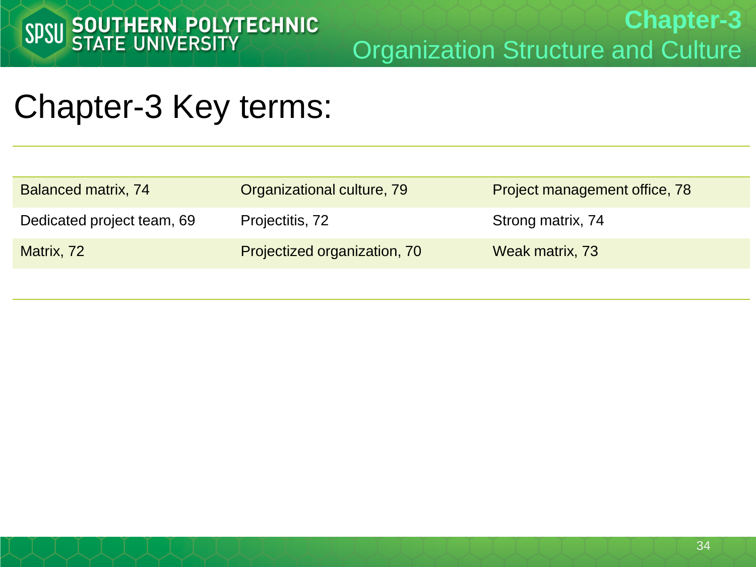# Chapter-3 Key terms:

| | | |
|---|---|---|
| Balanced matrix, 74 | Organizational culture, 79 | Project management office, 78 |
| Dedicated project team, 69 | Projectitis, 72 | Strong matrix, 74 |
| Matrix, 72 | Projectized organization, 70 | Weak matrix, 73 |